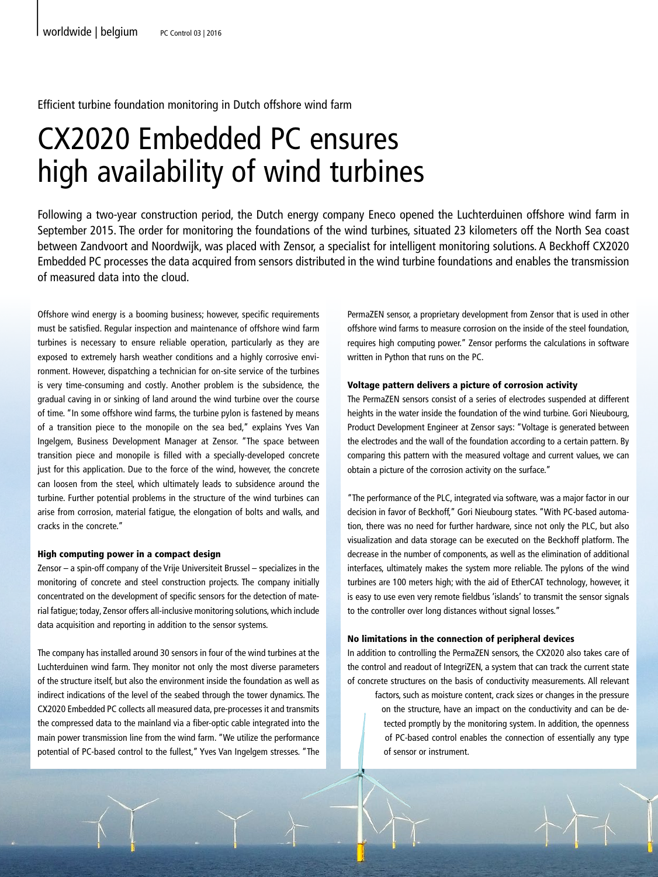Efficient turbine foundation monitoring in Dutch offshore wind farm

# CX2020 Embedded PC ensures high availability of wind turbines

Following a two-year construction period, the Dutch energy company Eneco opened the Luchterduinen offshore wind farm in September 2015. The order for monitoring the foundations of the wind turbines, situated 23 kilometers off the North Sea coast between Zandvoort and Noordwijk, was placed with Zensor, a specialist for intelligent monitoring solutions. A Beckhoff CX2020 Embedded PC processes the data acquired from sensors distributed in the wind turbine foundations and enables the transmission of measured data into the cloud.

Offshore wind energy is a booming business; however, specific requirements must be satisfied. Regular inspection and maintenance of offshore wind farm turbines is necessary to ensure reliable operation, particularly as they are exposed to extremely harsh weather conditions and a highly corrosive environment. However, dispatching a technician for on-site service of the turbines is very time-consuming and costly. Another problem is the subsidence, the gradual caving in or sinking of land around the wind turbine over the course of time. "In some offshore wind farms, the turbine pylon is fastened by means of a transition piece to the monopile on the sea bed," explains Yves Van Ingelgem, Business Development Manager at Zensor. "The space between transition piece and monopile is filled with a specially-developed concrete just for this application. Due to the force of the wind, however, the concrete can loosen from the steel, which ultimately leads to subsidence around the turbine. Further potential problems in the structure of the wind turbines can arise from corrosion, material fatigue, the elongation of bolts and walls, and cracks in the concrete."

### High computing power in a compact design

Zensor – a spin-off company of the Vrije Universiteit Brussel – specializes in the monitoring of concrete and steel construction projects. The company initially concentrated on the development of specific sensors for the detection of material fatigue; today, Zensor offers all-inclusive monitoring solutions, which include data acquisition and reporting in addition to the sensor systems.

The company has installed around 30 sensors in four of the wind turbines at the Luchterduinen wind farm. They monitor not only the most diverse parameters of the structure itself, but also the environment inside the foundation as well as indirect indications of the level of the seabed through the tower dynamics. The CX2020 Embedded PC collects all measured data, pre-processes it and transmits the compressed data to the mainland via a fiber-optic cable integrated into the main power transmission line from the wind farm. "We utilize the performance potential of PC-based control to the fullest," Yves Van Ingelgem stresses. "The PermaZEN sensor, a proprietary development from Zensor that is used in other offshore wind farms to measure corrosion on the inside of the steel foundation, requires high computing power." Zensor performs the calculations in software written in Python that runs on the PC.

### Voltage pattern delivers a picture of corrosion activity

The PermaZEN sensors consist of a series of electrodes suspended at different heights in the water inside the foundation of the wind turbine. Gori Nieubourg, Product Development Engineer at Zensor says: "Voltage is generated between the electrodes and the wall of the foundation according to a certain pattern. By comparing this pattern with the measured voltage and current values, we can obtain a picture of the corrosion activity on the surface."

"The performance of the PLC, integrated via software, was a major factor in our decision in favor of Beckhoff," Gori Nieubourg states. "With PC-based automation, there was no need for further hardware, since not only the PLC, but also visualization and data storage can be executed on the Beckhoff platform. The decrease in the number of components, as well as the elimination of additional interfaces, ultimately makes the system more reliable. The pylons of the wind turbines are 100 meters high; with the aid of EtherCAT technology, however, it is easy to use even very remote fieldbus 'islands' to transmit the sensor signals to the controller over long distances without signal losses."

### No limitations in the connection of peripheral devices

In addition to controlling the PermaZEN sensors, the CX2020 also takes care of the control and readout of IntegriZEN, a system that can track the current state of concrete structures on the basis of conductivity measurements. All relevant factors, such as moisture content, crack sizes or changes in the pressure on the structure, have an impact on the conductivity and can be detected promptly by the monitoring system. In addition, the openness of PC-based control enables the connection of essentially any type of sensor or instrument.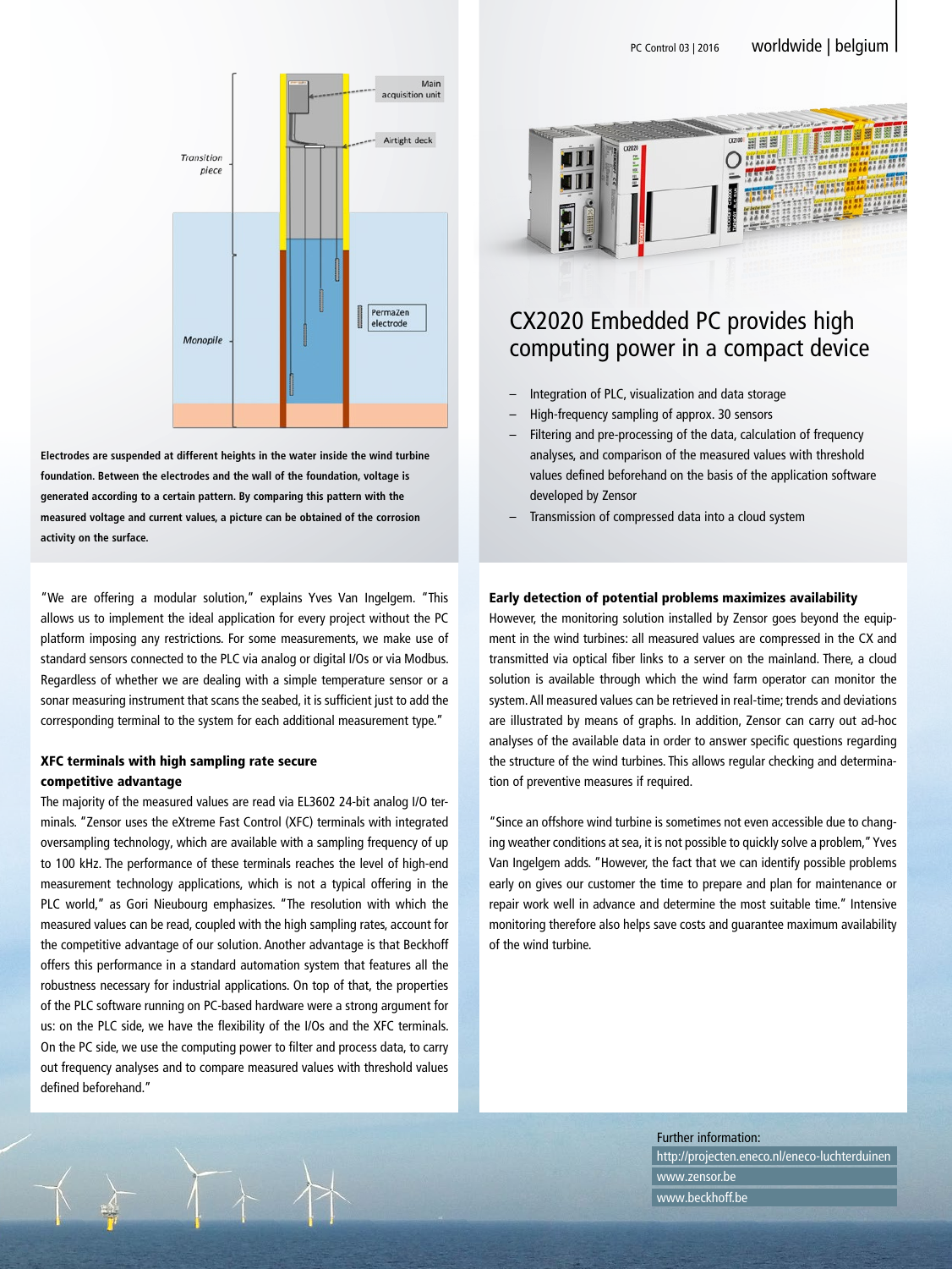Main acquisition unit

Airtight deck

Transition piece

Permazen electrode

Monopile

**Electrodes are suspended at different heights in the water inside the wind turbine foundation. Between the electrodes and the wall of the foundation, voltage is generated according to a certain pattern. By comparing this pattern with the measured voltage and current values, a picture can be obtained of the corrosion activity on the surface.**

"We are offering a modular solution," explains Yves Van Ingelgem. "This allows us to implement the ideal application for every project without the PC platform imposing any restrictions. For some measurements, we make use of standard sensors connected to the PLC via analog or digital I/Os or via Modbus. Regardless of whether we are dealing with a simple temperature sensor or a sonar measuring instrument that scans the seabed, it is sufficient just to add the corresponding terminal to the system for each additional measurement type."

### XFC terminals with high sampling rate secure competitive advantage

The majority of the measured values are read via EL3602 24-bit analog I/O terminals. "Zensor uses the eXtreme Fast Control (XFC) terminals with integrated oversampling technology, which are available with a sampling frequency of up to 100 kHz. The performance of these terminals reaches the level of high-end measurement technology applications, which is not a typical offering in the PLC world," as Gori Nieubourg emphasizes. "The resolution with which the measured values can be read, coupled with the high sampling rates, account for the competitive advantage of our solution. Another advantage is that Beckhoff offers this performance in a standard automation system that features all the robustness necessary for industrial applications. On top of that, the properties of the PLC software running on PC-based hardware were a strong argument for us: on the PLC side, we have the flexibility of the I/Os and the XFC terminals. On the PC side, we use the computing power to filter and process data, to carry out frequency analyses and to compare measured values with threshold values defined beforehand."

## CX2020 Embedded PC provides high computing power in a compact device

- Integration of PLC, visualization and data storage
- High-frequency sampling of approx. 30 sensors
- Filtering and pre-processing of the data, calculation of frequency analyses, and comparison of the measured values with threshold values defined beforehand on the basis of the application software developed by Zensor
- Transmission of compressed data into a cloud system

### Early detection of potential problems maximizes availability

However, the monitoring solution installed by Zensor goes beyond the equipment in the wind turbines: all measured values are compressed in the CX and transmitted via optical fiber links to a server on the mainland. There, a cloud solution is available through which the wind farm operator can monitor the system. All measured values can be retrieved in real-time; trends and deviations are illustrated by means of graphs. In addition, Zensor can carry out ad-hoc analyses of the available data in order to answer specific questions regarding the structure of the wind turbines. This allows regular checking and determination of preventive measures if required.

"Since an offshore wind turbine is sometimes not even accessible due to changing weather conditions at sea, it is not possible to quickly solve a problem," Yves Van Ingelgem adds. "However, the fact that we can identify possible problems early on gives our customer the time to prepare and plan for maintenance or repair work well in advance and determine the most suitable time." Intensive monitoring therefore also helps save costs and guarantee maximum availability of the wind turbine.

Further information:
http://projecten.eneco.nl/eneco-luchterduinen
www.zensor.be
www.beckhoff.be